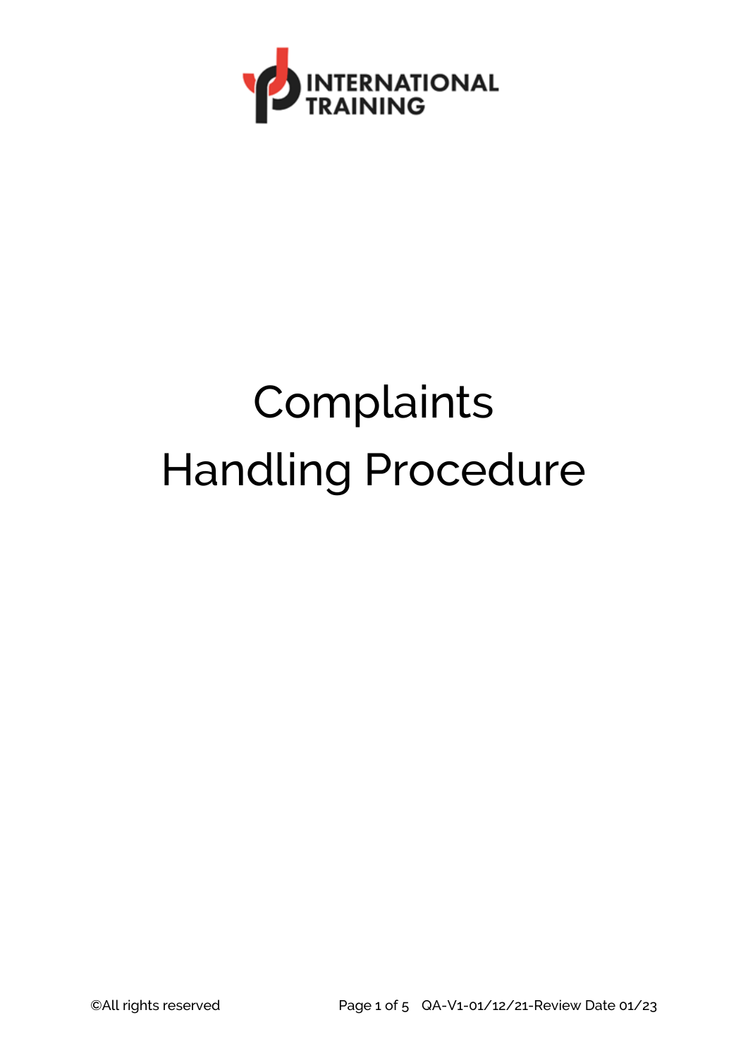INTERNATIONAL TRAINING

# Complaints Handling Procedure

©All rights reserved

QA-V1-01/12/21-Review Date 01/23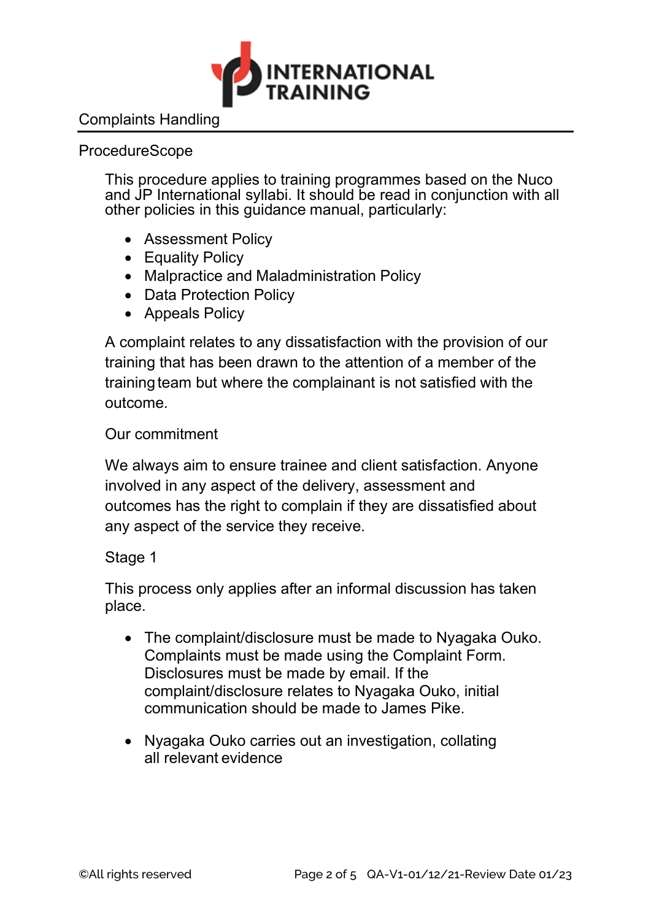# Complaints Handling

## ProcedureScope

This procedure applies to training programmes based on the Nuco and JP International syllabi. It should be read in conjunction with all other policies in this guidance manual, particularly:

- Assessment Policy
- Equality Policy
- Malpractice and Maladministration Policy
- Data Protection Policy
- Appeals Policy

A complaint relates to any dissatisfaction with the provision of our training that has been drawn to the attention of a member of the training team but where the complainant is not satisfied with the outcome.

### Our commitment

We always aim to ensure trainee and client satisfaction. Anyone involved in any aspect of the delivery, assessment and outcomes has the right to complain if they are dissatisfied about any aspect of the service they receive.

### Stage 1

This process only applies after an informal discussion has taken place.

- The complaint/disclosure must be made to Nyagaka Ouko. Complaints must be made using the Complaint Form. Disclosures must be made by email. If the complaint/disclosure relates to Nyagaka Ouko, initial communication should be made to James Pike.

- Nyagaka Ouko carries out an investigation, collating all relevant evidence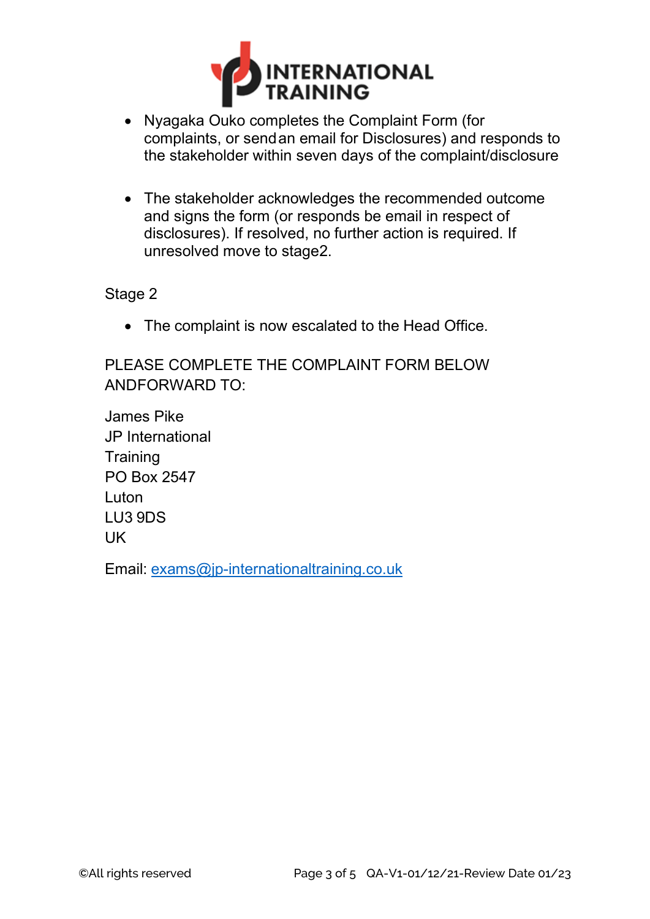- Nyagaka Ouko completes the Complaint Form (for complaints, or send an email for Disclosures) and responds to the stakeholder within seven days of the complaint/disclosure

- The stakeholder acknowledges the recommended outcome and signs the form (or responds be email in respect of disclosures). If resolved, no further action is required. If unresolved move to stage2.

Stage 2

- The complaint is now escalated to the Head Office.

PLEASE COMPLETE THE COMPLAINT FORM BELOW ANDFORWARD TO:

James Pike
JP International
Training
PO Box 2547
Luton
LU3 9DS
UK

Email: exams@jp-internationaltraining.co.uk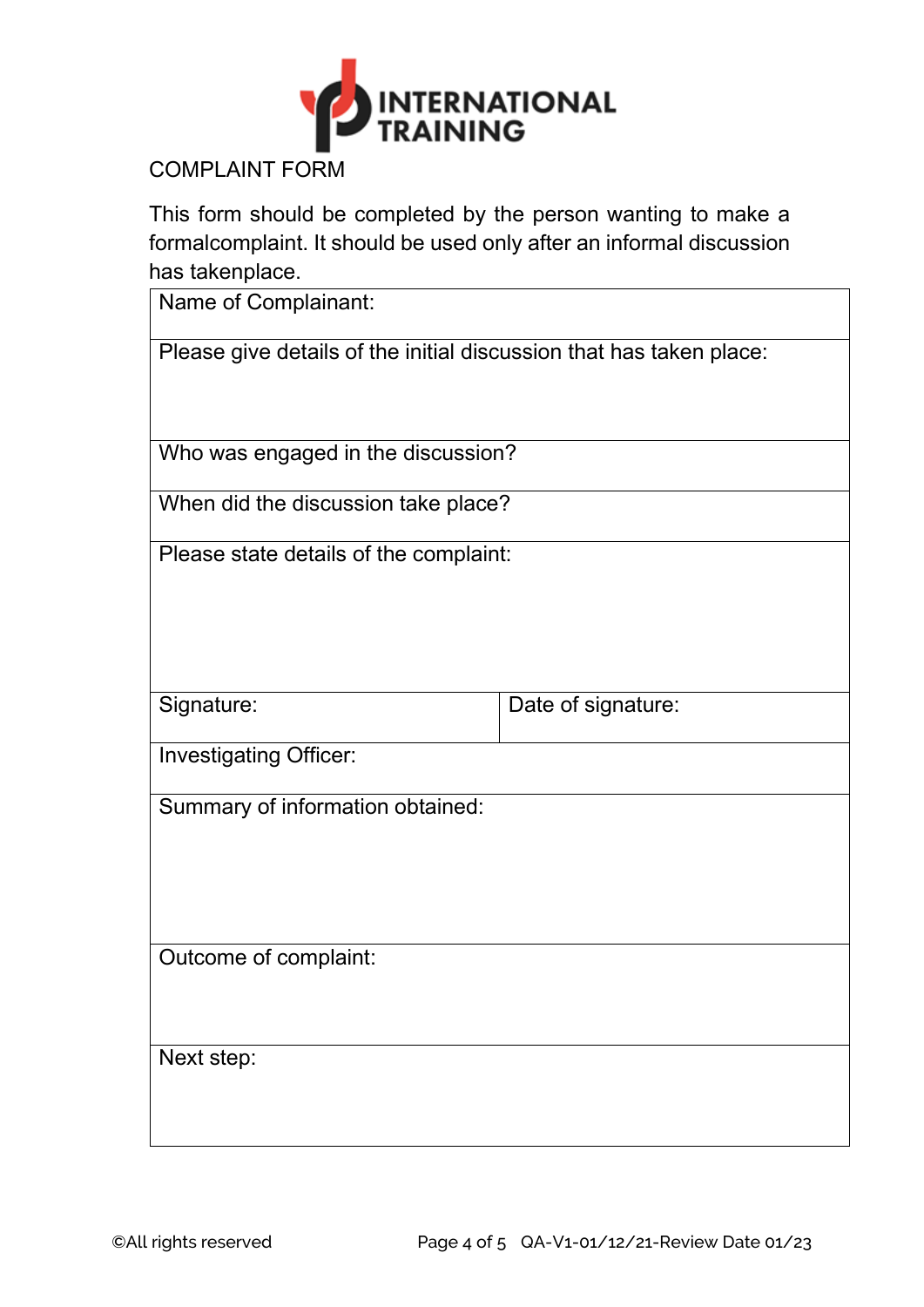INTERNATIONAL TRAINING

# COMPLAINT FORM

This form should be completed by the person wanting to make a formalcomplaint. It should be used only after an informal discussion has takenplace.

| Name of Complainant: | |
|---|---|
| Please give details of the initial discussion that has taken place: | |
| Who was engaged in the discussion? | |
| When did the discussion take place? | |
| Please state details of the complaint: | |
| Signature: | Date of signature: |
| Investigating Officer: | |
| Summary of information obtained: | |
| Outcome of complaint: | |
| Next step: | |

©All rights reserved QA-V1-01/12/21-Review Date 01/23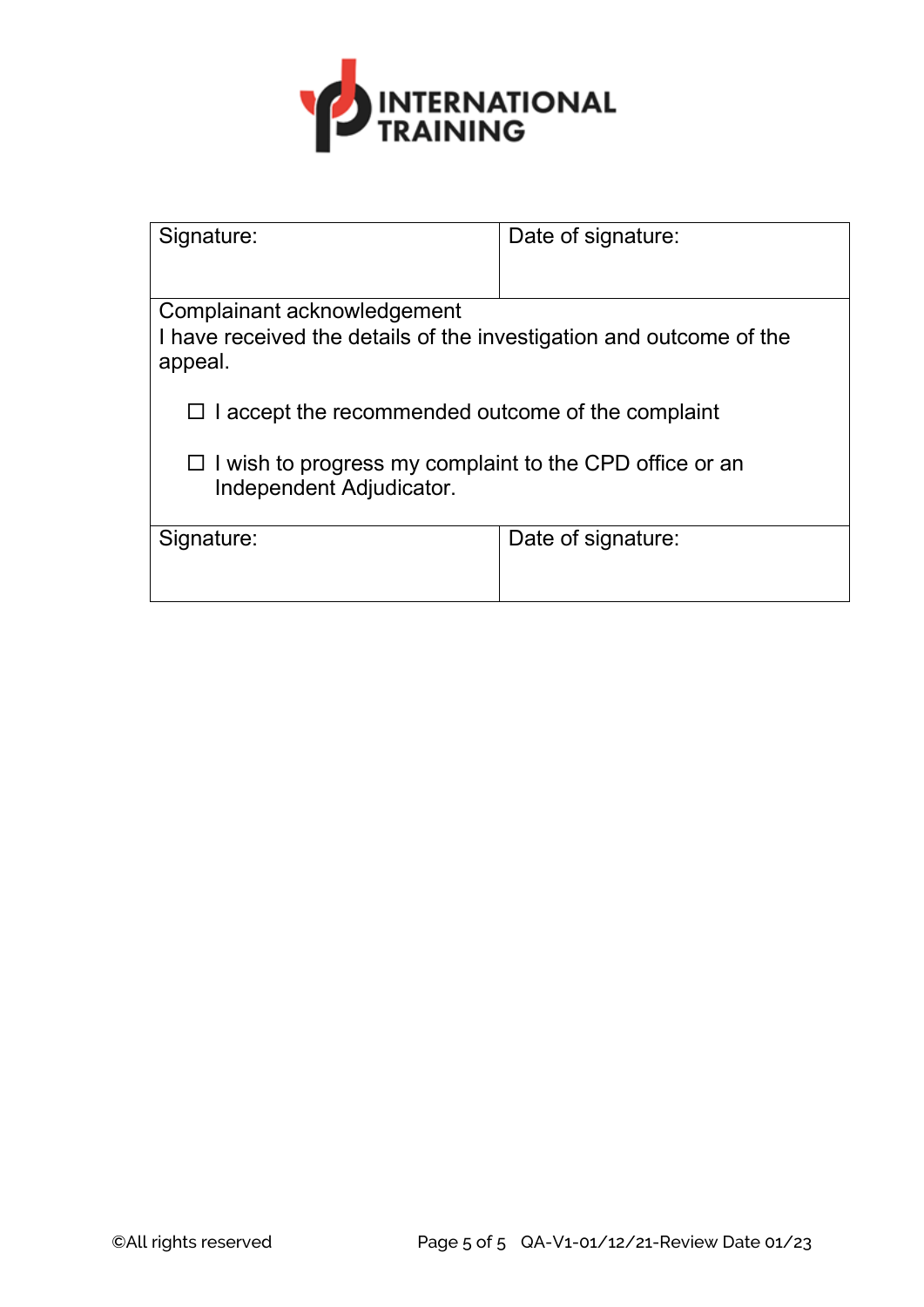| | |
|---|---|
| Signature: | Date of signature: |
| Complainant acknowledgement<br>I have received the details of the investigation and outcome of the appeal.<br><br>☐ I accept the recommended outcome of the complaint<br><br>☐ I wish to progress my complaint to the CPD office or an Independent Adjudicator. | |
| Signature: | Date of signature: |

©All rights reserved

QA-V1-01/12/21-Review Date 01/23